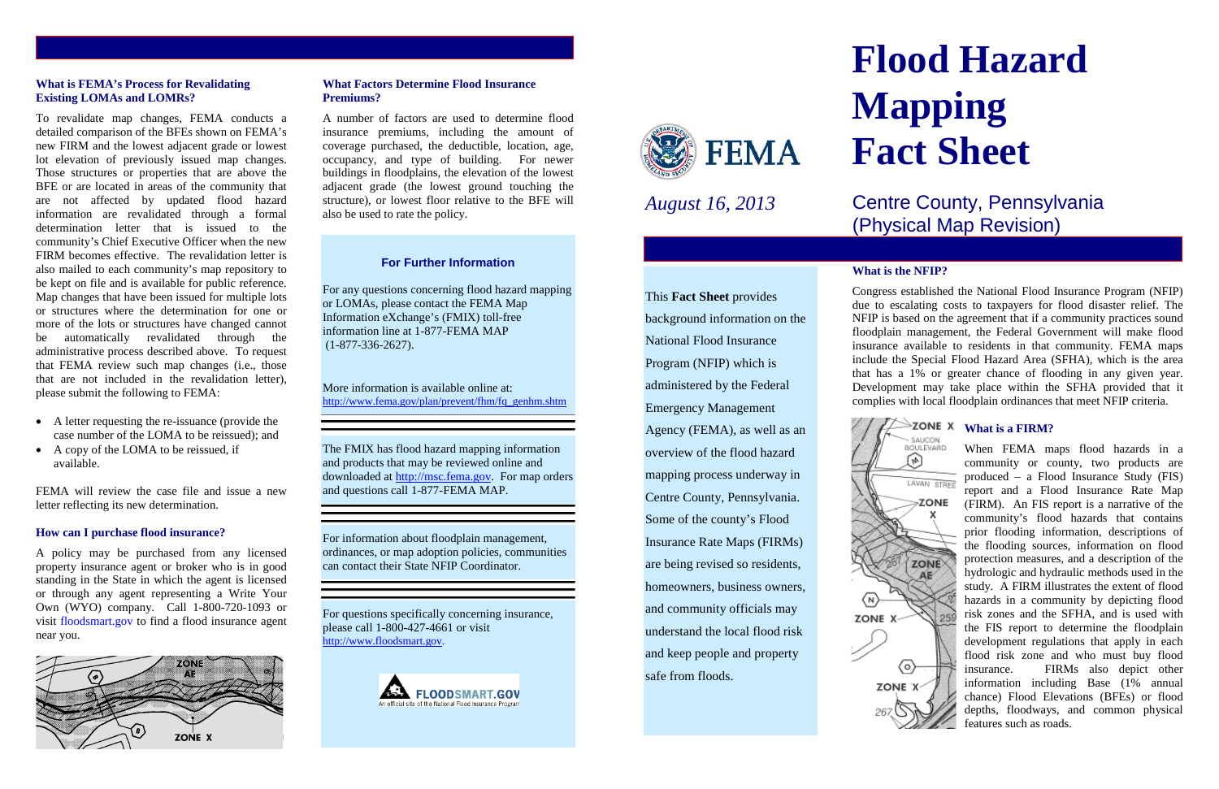# Flood Hazard Mapping Fact Sheet

*August 16, 2013*

## Centre County, Pennsylvania (Physical Map Revision)

This **Fact Sheet** provides background information on the National Flood Insurance Program (NFIP) which is administered by the Federal Emergency Management Agency (FEMA), as well as an overview of the flood hazard mapping process underway in Centre County, Pennsylvania. Some of the county's Flood Insurance Rate Maps (FIRMs) are being revised so residents, homeowners, business owners, and community officials may understand the local flood risk and keep people and property safe from floods.

### What is the NFIP?

Congress established the National Flood Insurance Program (NFIP) due to escalating costs to taxpayers for flood disaster relief. The NFIP is based on the agreement that if a community practices sound floodplain management, the Federal Government will make flood insurance available to residents in that community. FEMA maps include the Special Flood Hazard Area (SFHA), which is the area that has a 1% or greater chance of flooding in any given year. Development may take place within the SFHA provided that it complies with local floodplain ordinances that meet NFIP criteria.

### What is a FIRM?

When FEMA maps flood hazards in a community or county, two products are produced – a Flood Insurance Study (FIS) report and a Flood Insurance Rate Map (FIRM). An FIS report is a narrative of the community's flood hazards that contains prior flooding information, descriptions of the flooding sources, information on flood protection measures, and a description of the hydrologic and hydraulic methods used in the study. A FIRM illustrates the extent of flood hazards in a community by depicting flood risk zones and the SFHA, and is used with the FIS report to determine the floodplain development regulations that apply in each flood risk zone and who must buy flood insurance. FIRMs also depict other information including Base (1% annual chance) Flood Elevations (BFEs) or flood depths, floodways, and common physical features such as roads.

### What is FEMA's Process for Revalidating Existing LOMAs and LOMRs?

To revalidate map changes, FEMA conducts a detailed comparison of the BFEs shown on FEMA's new FIRM and the lowest adjacent grade or lowest lot elevation of previously issued map changes. Those structures or properties that are above the BFE or are located in areas of the community that are not affected by updated flood hazard information are revalidated through a formal determination letter that is issued to the community's Chief Executive Officer when the new FIRM becomes effective. The revalidation letter is also mailed to each community's map repository to be kept on file and is available for public reference. Map changes that have been issued for multiple lots or structures where the determination for one or more of the lots or structures have changed cannot be automatically revalidated through the administrative process described above. To request that FEMA review such map changes (i.e., those that are not included in the revalidation letter), please submit the following to FEMA:

- A letter requesting the re-issuance (provide the case number of the LOMA to be reissued); and
- A copy of the LOMA to be reissued, if available.

FEMA will review the case file and issue a new letter reflecting its new determination.

### How can I purchase flood insurance?

A policy may be purchased from any licensed property insurance agent or broker who is in good standing in the State in which the agent is licensed or through any agent representing a Write Your Own (WYO) company. Call 1-800-720-1093 or visit floodsmart.gov to find a flood insurance agent near you.

### What Factors Determine Flood Insurance Premiums?

A number of factors are used to determine flood insurance premiums, including the amount of coverage purchased, the deductible, location, age, occupancy, and type of building. For newer buildings in floodplains, the elevation of the lowest adjacent grade (the lowest ground touching the structure), or lowest floor relative to the BFE will also be used to rate the policy.

#### For Further Information

For any questions concerning flood hazard mapping or LOMAs, please contact the FEMA Map Information eXchange's (FMIX) toll-free information line at 1-877-FEMA MAP (1-877-336-2627).

More information is available online at: http://www.fema.gov/plan/prevent/fhm/fq_genhm.shtm

The FMIX has flood hazard mapping information and products that may be reviewed online and downloaded at http://msc.fema.gov. For map orders and questions call 1-877-FEMA MAP.

For information about floodplain management, ordinances, or map adoption policies, communities can contact their State NFIP Coordinator.

For questions specifically concerning insurance, please call 1-800-427-4661 or visit http://www.floodsmart.gov.

FLOODSMART.GOV
An official site of the National Flood Insurance Program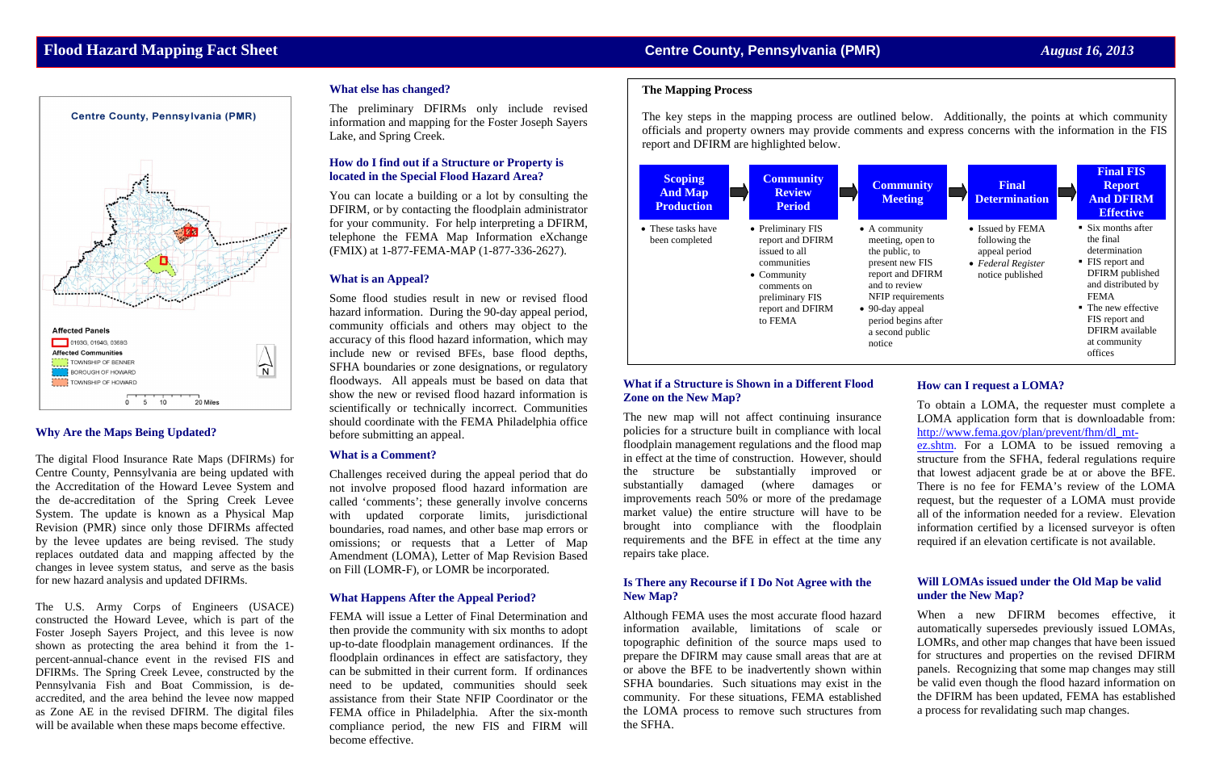# Flood Hazard Mapping Fact Sheet

**Centre County, Pennsylvania (PMR)** — *August 16, 2013*

Centre County, Pennsylvania (PMR)

Affected Panels

0193G, 0194G, 0369G

Affected Communities

TOWNSHIP OF BENNER

BOROUGH OF HOWARD

TOWNSHIP OF HOWARD

0 5 10 20 Miles

N

## Why Are the Maps Being Updated?

The digital Flood Insurance Rate Maps (DFIRMs) for Centre County, Pennsylvania are being updated with the Accreditation of the Howard Levee System and the de-accreditation of the Spring Creek Levee System. The update is known as a Physical Map Revision (PMR) since only those DFIRMs affected by the levee updates are being revised. The study replaces outdated data and mapping affected by the changes in levee system status, and serve as the basis for new hazard analysis and updated DFIRMs.

The U.S. Army Corps of Engineers (USACE) constructed the Howard Levee, which is part of the Foster Joseph Sayers Project, and this levee is now shown as protecting the area behind it from the 1-percent-annual-chance event in the revised FIS and DFIRMs. The Spring Creek Levee, constructed by the Pennsylvania Fish and Boat Commission, is de-accredited, and the area behind the levee now mapped as Zone AE in the revised DFIRM. The digital files will be available when these maps become effective.

## What else has changed?

The preliminary DFIRMs only include revised information and mapping for the Foster Joseph Sayers Lake, and Spring Creek.

## How do I find out if a Structure or Property is located in the Special Flood Hazard Area?

You can locate a building or a lot by consulting the DFIRM, or by contacting the floodplain administrator for your community. For help interpreting a DFIRM, telephone the FEMA Map Information eXchange (FMIX) at 1-877-FEMA-MAP (1-877-336-2627).

## What is an Appeal?

Some flood studies result in new or revised flood hazard information. During the 90-day appeal period, community officials and others may object to the accuracy of this flood hazard information, which may include new or revised BFEs, base flood depths, SFHA boundaries or zone designations, or regulatory floodways. All appeals must be based on data that show the new or revised flood hazard information is scientifically or technically incorrect. Communities should coordinate with the FEMA Philadelphia office before submitting an appeal.

## What is a Comment?

Challenges received during the appeal period that do not involve proposed flood hazard information are called 'comments'; these generally involve concerns with updated corporate limits, jurisdictional boundaries, road names, and other base map errors or omissions; or requests that a Letter of Map Amendment (LOMA), Letter of Map Revision Based on Fill (LOMR-F), or LOMR be incorporated.

## What Happens After the Appeal Period?

FEMA will issue a Letter of Final Determination and then provide the community with six months to adopt up-to-date floodplain management ordinances. If the floodplain ordinances in effect are satisfactory, they can be submitted in their current form. If ordinances need to be updated, communities should seek assistance from their State NFIP Coordinator or the FEMA office in Philadelphia. After the six-month compliance period, the new FIS and FIRM will become effective.

## The Mapping Process

The key steps in the mapping process are outlined below. Additionally, the points at which community officials and property owners may provide comments and express concerns with the information in the FIS report and DFIRM are highlighted below.

| Scoping And Map Production | Community Review Period | Community Meeting | Final Determination | Final FIS Report And DFIRM Effective |
|---|---|---|---|---|
| • These tasks have been completed | • Preliminary FIS report and DFIRM issued to all communities<br>• Community comments on preliminary FIS report and DFIRM to FEMA | • A community meeting, open to the public, to present new FIS report and DFIRM and to review NFIP requirements<br>• 90-day appeal period begins after a second public notice | • Issued by FEMA following the appeal period<br>• *Federal Register* notice published | ▪ Six months after the final determination<br>▪ FIS report and DFIRM published and distributed by FEMA<br>▪ The new effective FIS report and DFIRM available at community offices |

## What if a Structure is Shown in a Different Flood Zone on the New Map?

The new map will not affect continuing insurance policies for a structure built in compliance with local floodplain management regulations and the flood map in effect at the time of construction. However, should the structure be substantially improved or substantially damaged (where damages or improvements reach 50% or more of the predamage market value) the entire structure will have to be brought into compliance with the floodplain requirements and the BFE in effect at the time any repairs take place.

## Is There any Recourse if I Do Not Agree with the New Map?

Although FEMA uses the most accurate flood hazard information available, limitations of scale or topographic definition of the source maps used to prepare the DFIRM may cause small areas that are at or above the BFE to be inadvertently shown within SFHA boundaries. Such situations may exist in the community. For these situations, FEMA established the LOMA process to remove such structures from the SFHA.

## How can I request a LOMA?

To obtain a LOMA, the requester must complete a LOMA application form that is downloadable from: http://www.fema.gov/plan/prevent/fhm/dl_mt-ez.shtm. For a LOMA to be issued removing a structure from the SFHA, federal regulations require that lowest adjacent grade be at or above the BFE. There is no fee for FEMA's review of the LOMA request, but the requester of a LOMA must provide all of the information needed for a review. Elevation information certified by a licensed surveyor is often required if an elevation certificate is not available.

## Will LOMAs issued under the Old Map be valid under the New Map?

When a new DFIRM becomes effective, it automatically supersedes previously issued LOMAs, LOMRs, and other map changes that have been issued for structures and properties on the revised DFIRM panels. Recognizing that some map changes may still be valid even though the flood hazard information on the DFIRM has been updated, FEMA has established a process for revalidating such map changes.